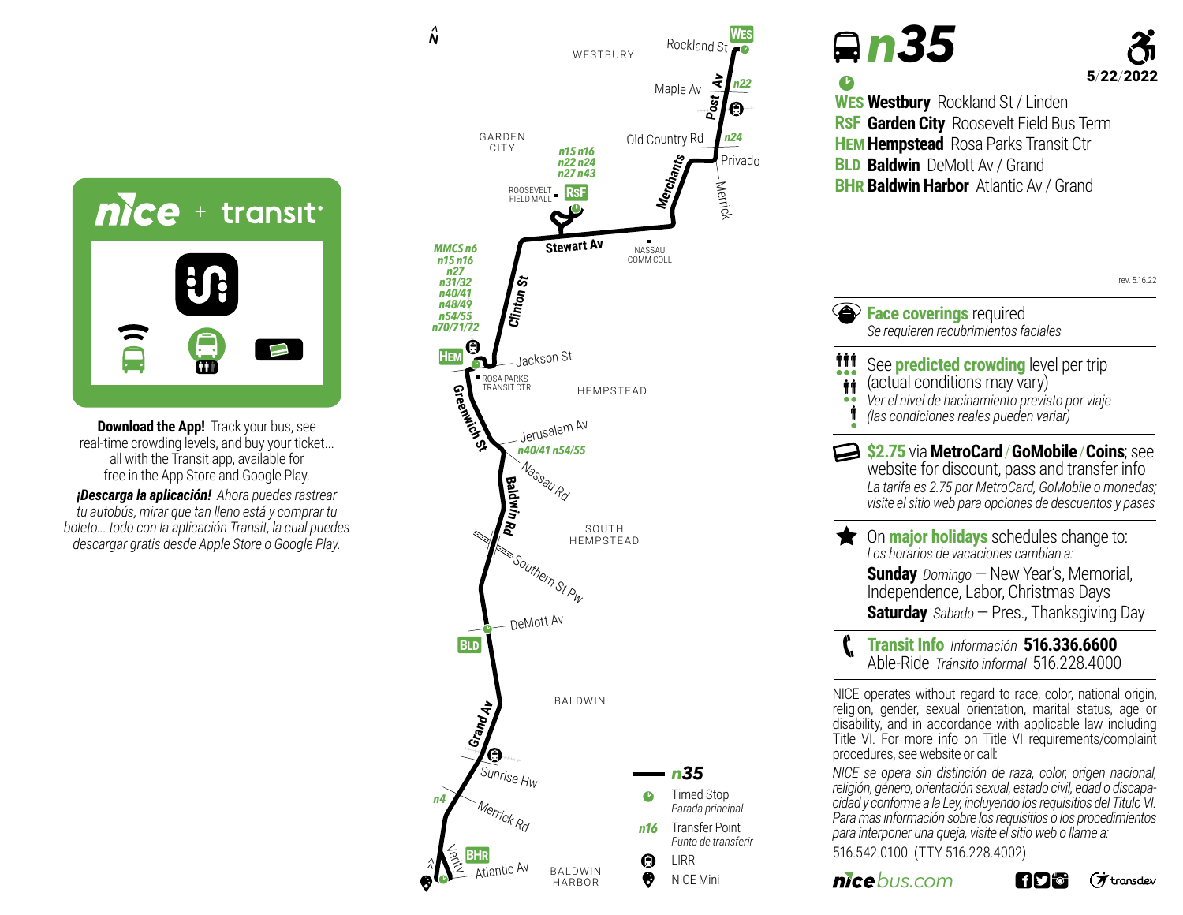# n35

5/22/2022

- **WES Westbury** Rockland St / Linden
- **RSF Garden City** Roosevelt Field Bus Term
- **HEM Hempstead** Rosa Parks Transit Ctr
- **BLD Baldwin** DeMott Av / Grand
- **BHR Baldwin Harbor** Atlantic Av / Grand

rev. 5.16.22

**Face coverings** required
*Se requieren recubrimientos faciales*

See **predicted crowding** level per trip (actual conditions may vary)
*Ver el nivel de hacinamiento previsto por viaje (las condiciones reales pueden variar)*

**$2.75** via **MetroCard** / **GoMobile** / **Coins**; see website for discount, pass and transfer info
*La tarifa es 2.75 por MetroCard, GoMobile o monedas; visite el sitio web para opciones de descuentos y pases*

On **major holidays** schedules change to:
*Los horarios de vacaciones cambian a:*
**Sunday** *Domingo* — New Year's, Memorial, Independence, Labor, Christmas Days
**Saturday** *Sabado* — Pres., Thanksgiving Day

**Transit Info** *Información* **516.336.6600**
Able-Ride *Tránsito informal* 516.228.4000

NICE operates without regard to race, color, national origin, religion, gender, sexual orientation, marital status, age or disability, and in accordance with applicable law including Title VI. For more info on Title VI requirements/complaint procedures, see website or call:

*NICE se opera sin distinción de raza, color, origen nacional, religión, género, orientación sexual, estado civil, edad o discapacidad y conforme a la Ley, incluyendo los requisitios del Titulo VI. Para mas información sobre los requisitios o los procedimientos para interponer una queja, visite el sitio web o llame a:*

516.542.0100 (TTY 516.228.4002)

nicebus.com

## nice + transit

**Download the App!** Track your bus, see real-time crowding levels, and buy your ticket... all with the Transit app, available for free in the App Store and Google Play.

***¡Descarga la aplicación!*** *Ahora puedes rastrear tu autobús, mirar que tan lleno está y comprar tu boleto... todo con la aplicación Transit, la cual puedes descargar gratis desde Apple Store o Google Play.*

## Map

WESTBURY — Rockland St (WES), Post Av, Maple Av (n22), LIRR, Old Country Rd (n24), Privado, Merrick, Merchants
GARDEN CITY — Roosevelt Field Mall, RSF (n15 n16 n22 n24 n27 n43), Stewart Av, Nassau Comm Coll
Clinton St — HEM (MMCS n6, n15 n16, n27, n31/32, n40/41, n48/49, n54/55, n70/71/72), Jackson St, Rosa Parks Transit Ctr
HEMPSTEAD — Greenwich St, Jerusalem Av (n40/41 n54/55), Nassau Rd, Baldwin Rd
SOUTH HEMPSTEAD — Southern St Pw, DeMott Av (BLD)
BALDWIN — Grand Av, LIRR, Sunrise Hw, Merrick Rd (n4), Verity, Atlantic Av (BHR)
BALDWIN HARBOR

**Legend:**
- n35
- Timed Stop / *Parada principal*
- n16 Transfer Point / *Punto de transferir*
- LIRR
- NICE Mini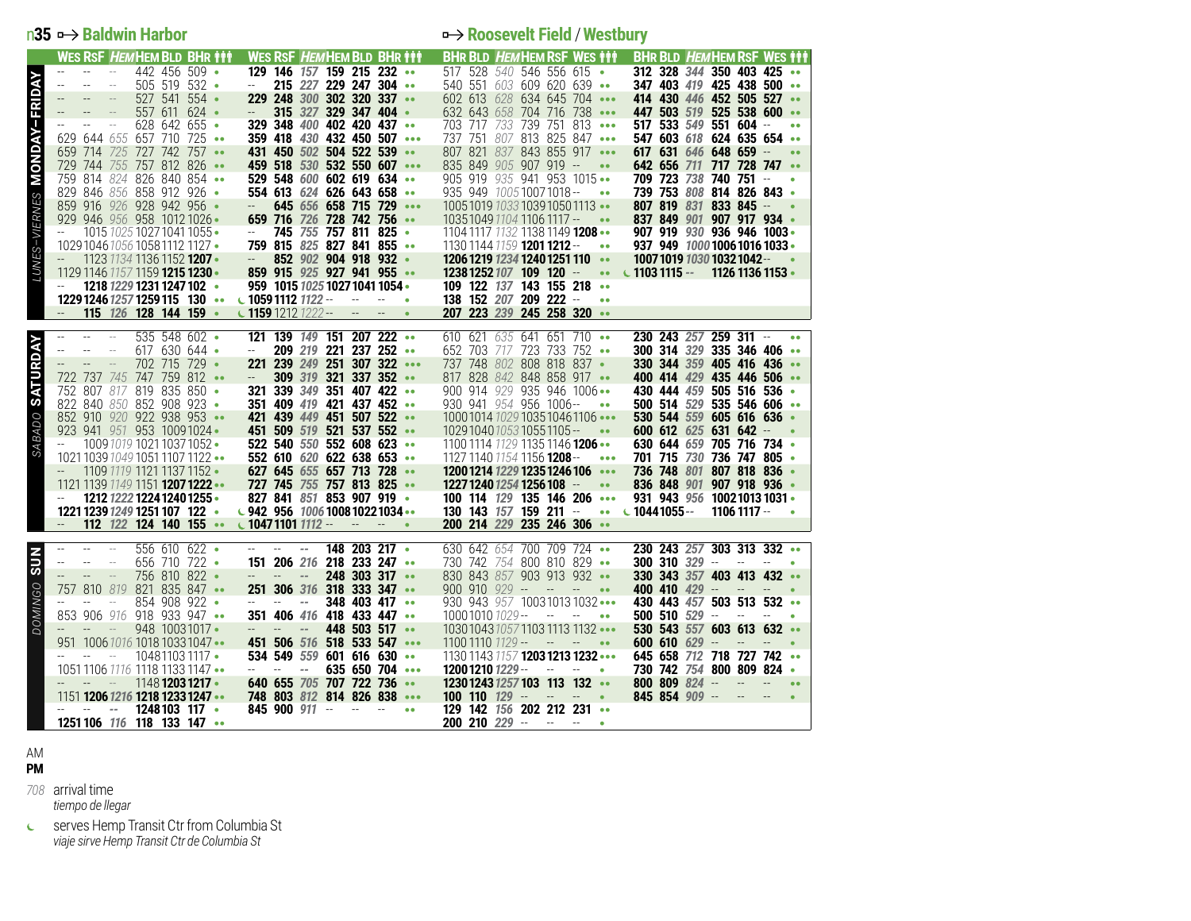# n35 → Baldwin Harbor | → Roosevelt Field / Westbury

## MONDAY–FRIDAY *LUNES–VIERNES*

### → Baldwin Harbor

| WES | RSF | *HEM* | HEM | BLD | BHR | ••• |
|---|---|---|---|---|---|---|
| -- | -- | -- | 442 | 456 | 509 | • |
| -- | -- | -- | 505 | 519 | 532 | • |
| -- | -- | -- | 527 | 541 | 554 | • |
| -- | -- | -- | 557 | 611 | 624 | • |
| -- | -- | -- | 628 | 642 | 655 | • |
| 629 | 644 | *655* | 657 | 710 | 725 | •• |
| 659 | 714 | *725* | 727 | 742 | 757 | •• |
| 729 | 744 | *755* | 757 | 812 | 826 | •• |
| 759 | 814 | *824* | 826 | 840 | 854 | •• |
| 829 | 846 | *856* | 858 | 912 | 926 | • |
| 859 | 916 | *926* | 928 | 942 | 956 | • |
| 929 | 946 | *956* | 958 | 1012 | 1026 | • |
| -- | 1015 | *1025* | 1027 | 1041 | 1055 | • |
| 1029 | 1046 | *1056* | 1058 | 1112 | 1127 | • |
| -- | 1123 | *1134* | 1136 | 1152 | **1207** | • |
| 1129 | 1146 | *1157* | 1159 | **1215** | **1230** | • |
| -- | **1218** | ***1229*** | **1231** | **1247** | **102** | • |
| **1229** | **1246** | ***1257*** | **1259** | **115** | **130** | •• |
| -- | **115** | ***126*** | **128** | **144** | **159** | • |
| **129** | **146** | ***157*** | **159** | **215** | **232** | •• |
| -- | **215** | ***227*** | **229** | **247** | **304** | •• |
| **229** | **248** | ***300*** | **302** | **320** | **337** | •• |
| -- | **315** | ***327*** | **329** | **347** | **404** | • |
| **329** | **348** | ***400*** | **402** | **420** | **437** | •• |
| **359** | **418** | ***430*** | **432** | **450** | **507** | ••• |
| **431** | **450** | ***502*** | **504** | **522** | **539** | •• |
| **459** | **518** | ***530*** | **532** | **550** | **607** | ••• |
| **529** | **548** | ***600*** | **602** | **619** | **634** | •• |
| **554** | **613** | ***624*** | **626** | **643** | **658** | •• |
| -- | **645** | ***656*** | **658** | **715** | **729** | ••• |
| **659** | **716** | ***726*** | **728** | **742** | **756** | •• |
| -- | **745** | ***755*** | **757** | **811** | **825** | • |
| **759** | **815** | ***825*** | **827** | **841** | **855** | •• |
| -- | **852** | ***902*** | **904** | **918** | **932** | • |
| **859** | **915** | ***925*** | **927** | **941** | **955** | •• |
| **959** | **1015** | ***1025*** | **1027** | **1041** | **1054** | • |
| ☾ **1059** | **1112** | *1122* | -- | -- | -- | • |
| ☾ **1159** | 1212 | *1222* | -- | -- | -- | • |

### → Roosevelt Field / Westbury

| BHR | BLD | *HEM* | HEM | RSF | WES | ••• |
|---|---|---|---|---|---|---|
| 517 | 528 | *540* | 546 | 556 | 615 | • |
| 540 | 551 | *603* | 609 | 620 | 639 | •• |
| 602 | 613 | *628* | 634 | 645 | 704 | ••• |
| 632 | 643 | *658* | 704 | 716 | 738 | ••• |
| 703 | 717 | *733* | 739 | 751 | 813 | ••• |
| 737 | 751 | *807* | 813 | 825 | 847 | ••• |
| 807 | 821 | *837* | 843 | 855 | 917 | ••• |
| 835 | 849 | *905* | 907 | 919 | -- | •• |
| 905 | 919 | *935* | 941 | 953 | 1015 | •• |
| 935 | 949 | *1005* | 1007 | 1018 | -- | •• |
| 1005 | 1019 | *1033* | 1039 | 1050 | 1113 | •• |
| 1035 | 1049 | *1104* | 1106 | 1117 | -- | •• |
| 1104 | 1117 | *1132* | 1138 | 1149 | **1208** | •• |
| 1130 | 1144 | *1159* | **1201** | **1212** | -- | •• |
| **1206** | **1219** | ***1234*** | **1240** | **1251** | **110** | •• |
| **1238** | **1252** | ***107*** | **109** | **120** | -- | •• |
| **109** | **122** | ***137*** | **143** | **155** | **218** | •• |
| **138** | **152** | ***207*** | **209** | **222** | -- | •• |
| **207** | **223** | ***239*** | **245** | **258** | **320** | •• |
| **312** | **328** | ***344*** | **350** | **403** | **425** | •• |
| **347** | **403** | ***419*** | **425** | **438** | **500** | •• |
| **414** | **430** | ***446*** | **452** | **505** | **527** | •• |
| **447** | **503** | ***519*** | **525** | **538** | **600** | •• |
| **517** | **533** | ***549*** | **551** | **604** | -- | •• |
| **547** | **603** | ***618*** | **624** | **635** | **654** | •• |
| **617** | **631** | ***646*** | **648** | **659** | -- | •• |
| **642** | **656** | ***711*** | **717** | **728** | **747** | •• |
| **709** | **723** | ***738*** | **740** | **751** | -- | • |
| **739** | **753** | ***808*** | **814** | **826** | **843** | • |
| **807** | **819** | ***831*** | **833** | **845** | -- | • |
| **837** | **849** | ***901*** | **907** | **917** | **934** | • |
| **907** | **919** | ***930*** | **936** | **946** | **1003** | • |
| **937** | **949** | ***1000*** | **1006** | **1016** | **1033** | • |
| **1007** | **1019** | ***1030*** | **1032** | **1042** | -- | • |
| ☾ **1103** | **1115** | -- | **1126** | **1136** | **1153** | • |

## SATURDAY *SABADO*

### → Baldwin Harbor

| WES | RSF | *HEM* | HEM | BLD | BHR | ••• |
|---|---|---|---|---|---|---|
| -- | -- | -- | 535 | 548 | 602 | • |
| -- | -- | -- | 617 | 630 | 644 | • |
| -- | -- | -- | 702 | 715 | 729 | • |
| 722 | 737 | *745* | 747 | 759 | 812 | •• |
| 752 | 807 | *817* | 819 | 835 | 850 | • |
| 822 | 840 | *850* | 852 | 908 | 923 | • |
| 852 | 910 | *920* | 922 | 938 | 953 | •• |
| 923 | 941 | *951* | 953 | 1009 | 1024 | • |
| -- | 1009 | *1019* | 1021 | 1037 | 1052 | • |
| 1021 | 1039 | *1049* | 1051 | 1107 | 1122 | •• |
| -- | 1109 | *1119* | 1121 | 1137 | 1152 | • |
| 1121 | 1139 | *1149* | 1151 | **1207** | **1222** | •• |
| -- | **1212** | ***1222*** | **1224** | **1240** | **1255** | • |
| **1221** | **1239** | ***1249*** | **1251** | **107** | **122** | • |
| -- | **112** | ***122*** | **124** | **140** | **155** | •• |
| **121** | **139** | ***149*** | **151** | **207** | **222** | •• |
| -- | **209** | ***219*** | **221** | **237** | **252** | •• |
| **221** | **239** | ***249*** | **251** | **307** | **322** | ••• |
| -- | **309** | ***319*** | **321** | **337** | **352** | •• |
| **321** | **339** | ***349*** | **351** | **407** | **422** | •• |
| **351** | **409** | ***419*** | **421** | **437** | **452** | •• |
| **421** | **439** | ***449*** | **451** | **507** | **522** | •• |
| **451** | **509** | ***519*** | **521** | **537** | **552** | •• |
| **522** | **540** | ***550*** | **552** | **608** | **623** | •• |
| **552** | **610** | ***620*** | **622** | **638** | **653** | •• |
| **627** | **645** | ***655*** | **657** | **713** | **728** | •• |
| **727** | **745** | ***755*** | **757** | **813** | **825** | •• |
| **827** | **841** | ***851*** | **853** | **907** | **919** | • |
| ☾ **942** | **956** | ***1006*** | **1008** | **1022** | **1034** | •• |
| ☾ **1047** | **1101** | *1112* | -- | -- | -- | • |

### → Roosevelt Field / Westbury

| BHR | BLD | *HEM* | HEM | RSF | WES | ••• |
|---|---|---|---|---|---|---|
| 610 | 621 | *635* | 641 | 651 | 710 | •• |
| 652 | 703 | *717* | 723 | 733 | 752 | •• |
| 737 | 748 | *802* | 808 | 818 | 837 | • |
| 817 | 828 | *842* | 848 | 858 | 917 | •• |
| 900 | 914 | *929* | 935 | 946 | 1006 | •• |
| 930 | 941 | *954* | 956 | 1006 | -- | •• |
| 1000 | 1014 | *1029* | 1035 | 1046 | 1106 | ••• |
| 1029 | 1040 | *1053* | 1055 | 1105 | -- | •• |
| 1100 | 1114 | *1129* | 1135 | 1146 | **1206** | •• |
| 1127 | 1140 | *1154* | 1156 | **1208** | -- | ••• |
| **1200** | **1214** | ***1229*** | **1235** | **1246** | **106** | ••• |
| **1227** | **1240** | ***1254*** | **1256** | **108** | -- | •• |
| **100** | **114** | ***129*** | **135** | **146** | **206** | ••• |
| **130** | **143** | ***157*** | **159** | **211** | -- | •• |
| **200** | **214** | ***229*** | **235** | **246** | **306** | •• |
| **230** | **243** | ***257*** | **259** | **311** | -- | •• |
| **300** | **314** | ***329*** | **335** | **346** | **406** | •• |
| **330** | **344** | ***359*** | **405** | **416** | **436** | •• |
| **400** | **414** | ***429*** | **435** | **446** | **506** | •• |
| **430** | **444** | ***459*** | **505** | **516** | **536** | • |
| **500** | **514** | ***529*** | **535** | **546** | **606** | •• |
| **530** | **544** | ***559*** | **605** | **616** | **636** | • |
| **600** | **612** | ***625*** | **631** | **642** | -- | • |
| **630** | **644** | ***659*** | **705** | **716** | **734** | • |
| **701** | **715** | ***730*** | **736** | **747** | **805** | • |
| **736** | **748** | ***801*** | **807** | **818** | **836** | • |
| **836** | **848** | ***901*** | **907** | **918** | **936** | • |
| **931** | **943** | ***956*** | **1002** | **1013** | **1031** | • |
| ☾ **1044** | **1055** | -- | **1106** | **1117** | -- | • |

## SUN *DOMINGO*

### → Baldwin Harbor

| WES | RSF | *HEM* | HEM | BLD | BHR | ••• |
|---|---|---|---|---|---|---|
| -- | -- | -- | 556 | 610 | 622 | • |
| -- | -- | -- | 656 | 710 | 722 | • |
| -- | -- | -- | 756 | 810 | 822 | • |
| 757 | 810 | *819* | 821 | 835 | 847 | •• |
| -- | -- | -- | 854 | 908 | 922 | • |
| 853 | 906 | *916* | 918 | 933 | 947 | •• |
| -- | -- | -- | 948 | 1003 | 1017 | • |
| 951 | 1006 | *1016* | 1018 | 1033 | 1047 | •• |
| -- | -- | -- | 1048 | 1103 | 1117 | • |
| 1051 | 1106 | *1116* | 1118 | 1133 | 1147 | •• |
| -- | -- | -- | 1148 | **1203** | **1217** | • |
| 1151 | **1206** | ***1216*** | **1218** | **1233** | **1247** | •• |
| -- | -- | -- | **1248** | **103** | **117** | • |
| **1251** | **106** | ***116*** | **118** | **133** | **147** | •• |
| -- | -- | -- | **148** | **203** | **217** | • |
| **151** | **206** | ***216*** | **218** | **233** | **247** | •• |
| -- | -- | -- | **248** | **303** | **317** | •• |
| **251** | **306** | ***316*** | **318** | **333** | **347** | •• |
| -- | -- | -- | **348** | **403** | **417** | •• |
| **351** | **406** | ***416*** | **418** | **433** | **447** | •• |
| -- | -- | -- | **448** | **503** | **517** | •• |
| **451** | **506** | ***516*** | **518** | **533** | **547** | ••• |
| **534** | **549** | ***559*** | **601** | **616** | **630** | •• |
| -- | -- | -- | **635** | **650** | **704** | ••• |
| **640** | **655** | ***705*** | **707** | **722** | **736** | •• |
| **748** | **803** | ***812*** | **814** | **826** | **838** | ••• |
| **845** | **900** | ***911*** | -- | -- | -- | •• |

### → Roosevelt Field / Westbury

| BHR | BLD | *HEM* | HEM | RSF | WES | ••• |
|---|---|---|---|---|---|---|
| 630 | 642 | *654* | 700 | 709 | 724 | •• |
| 730 | 742 | *754* | 800 | 810 | 829 | •• |
| 830 | 843 | *857* | 903 | 913 | 932 | •• |
| 900 | 910 | *929* | -- | -- | -- | •• |
| 930 | 943 | *957* | 1003 | 1013 | 1032 | ••• |
| 1000 | 1010 | *1029* | -- | -- | -- | • |
| 1030 | 1043 | *1057* | 1103 | 1113 | 1132 | ••• |
| 1100 | 1110 | *1129* | -- | -- | -- | •• |
| 1130 | 1143 | *1157* | **1203** | **1213** | **1232** | ••• |
| **1200** | **1210** | ***1229*** | -- | -- | -- | • |
| **1230** | **1243** | ***1257*** | **103** | **113** | **132** | •• |
| **100** | **110** | ***129*** | -- | -- | -- | • |
| **129** | **142** | ***156*** | **202** | **212** | **231** | •• |
| **200** | **210** | ***229*** | -- | -- | -- | • |
| **230** | **243** | ***257*** | **303** | **313** | **332** | •• |
| **300** | **310** | ***329*** | -- | -- | -- | • |
| **330** | **343** | ***357*** | **403** | **413** | **432** | •• |
| **400** | **410** | ***429*** | -- | -- | -- | • |
| **430** | **443** | ***457*** | **503** | **513** | **532** | •• |
| **500** | **510** | ***529*** | -- | -- | -- | • |
| **530** | **543** | ***557*** | **603** | **613** | **632** | •• |
| **600** | **610** | ***629*** | -- | -- | -- | • |
| **645** | **658** | ***712*** | **718** | **727** | **742** | •• |
| **730** | **742** | ***754*** | **800** | **809** | **824** | • |
| **800** | **809** | ***824*** | -- | -- | -- | •• |
| **845** | **854** | ***909*** | -- | -- | -- | • |

AM
**PM**

*708* arrival time
*tiempo de llegar*

☾ serves Hemp Transit Ctr from Columbia St
*viaje sirve Hemp Transit Ctr de Columbia St*